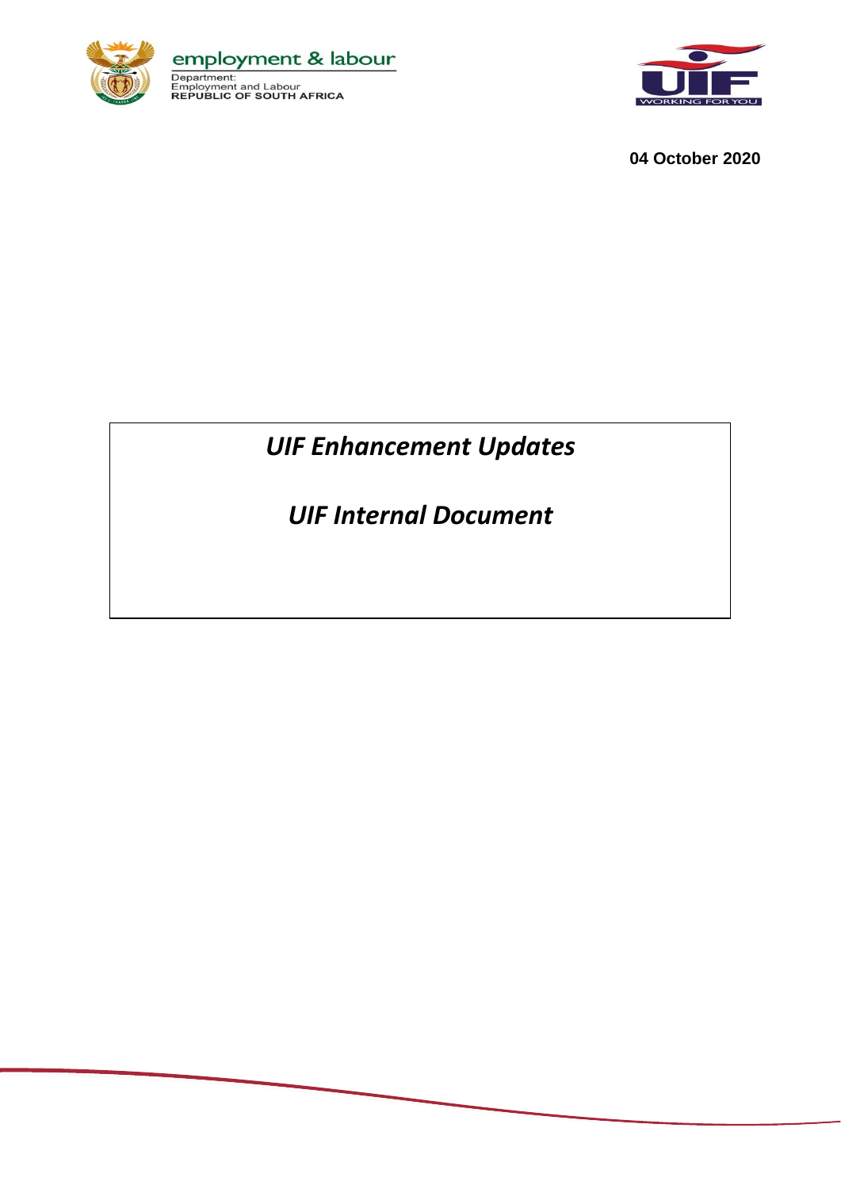employment & labour

Department:
Employment and Labour
REPUBLIC OF SOUTH AFRICA

**04 October 2020**

# *UIF Enhancement Updates*

# *UIF Internal Document*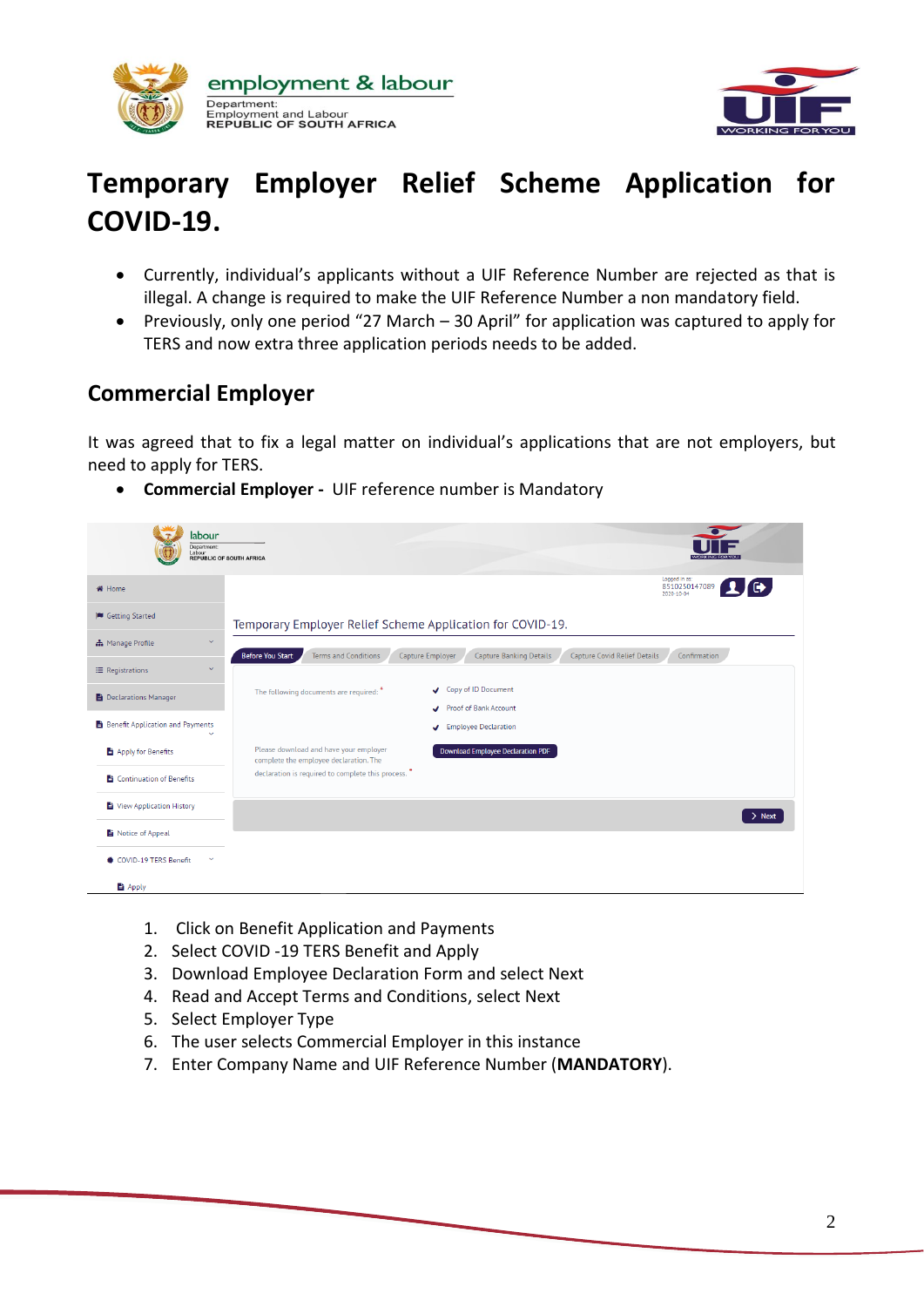# Temporary Employer Relief Scheme Application for COVID-19.

- Currently, individual's applicants without a UIF Reference Number are rejected as that is illegal. A change is required to make the UIF Reference Number a non mandatory field.
- Previously, only one period "27 March – 30 April" for application was captured to apply for TERS and now extra three application periods needs to be added.

## Commercial Employer

It was agreed that to fix a legal matter on individual's applications that are not employers, but need to apply for TERS.

- **Commercial Employer -** UIF reference number is Mandatory

1. Click on Benefit Application and Payments
2. Select COVID -19 TERS Benefit and Apply
3. Download Employee Declaration Form and select Next
4. Read and Accept Terms and Conditions, select Next
5. Select Employer Type
6. The user selects Commercial Employer in this instance
7. Enter Company Name and UIF Reference Number (**MANDATORY**).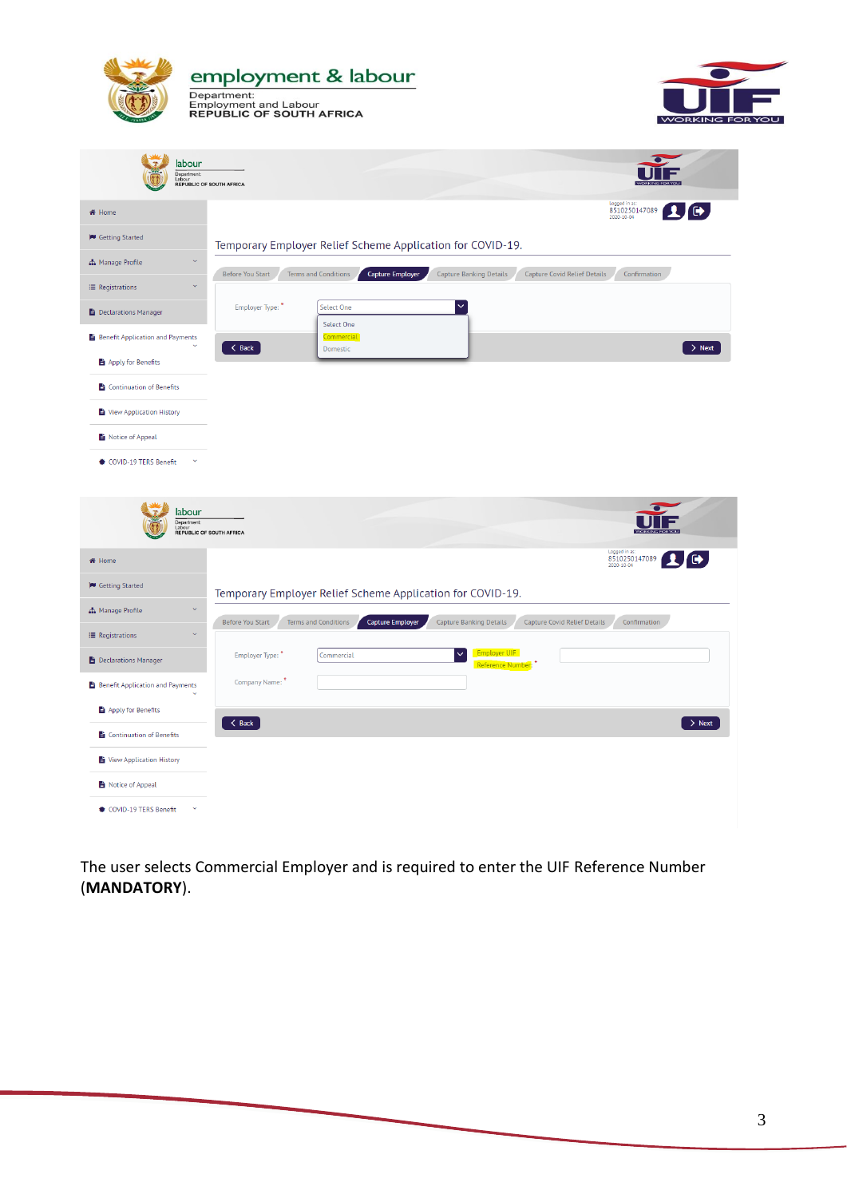The user selects Commercial Employer and is required to enter the UIF Reference Number (**MANDATORY**).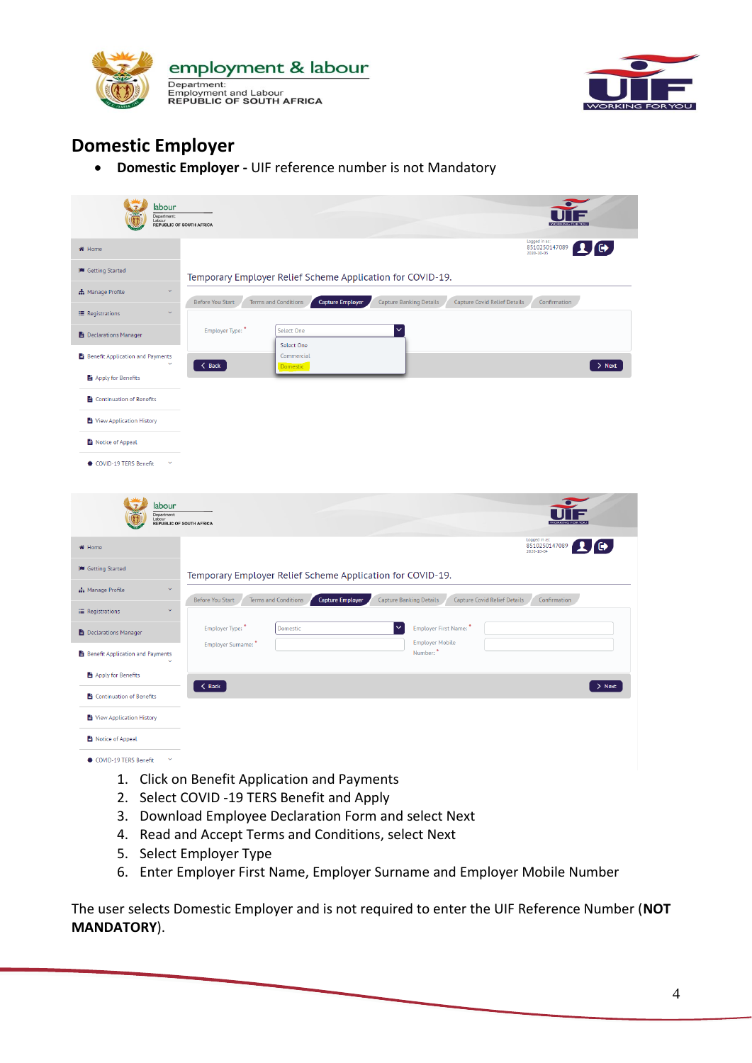# Domestic Employer

- **Domestic Employer -** UIF reference number is not Mandatory

1. Click on Benefit Application and Payments
2. Select COVID -19 TERS Benefit and Apply
3. Download Employee Declaration Form and select Next
4. Read and Accept Terms and Conditions, select Next
5. Select Employer Type
6. Enter Employer First Name, Employer Surname and Employer Mobile Number

The user selects Domestic Employer and is not required to enter the UIF Reference Number (**NOT MANDATORY**).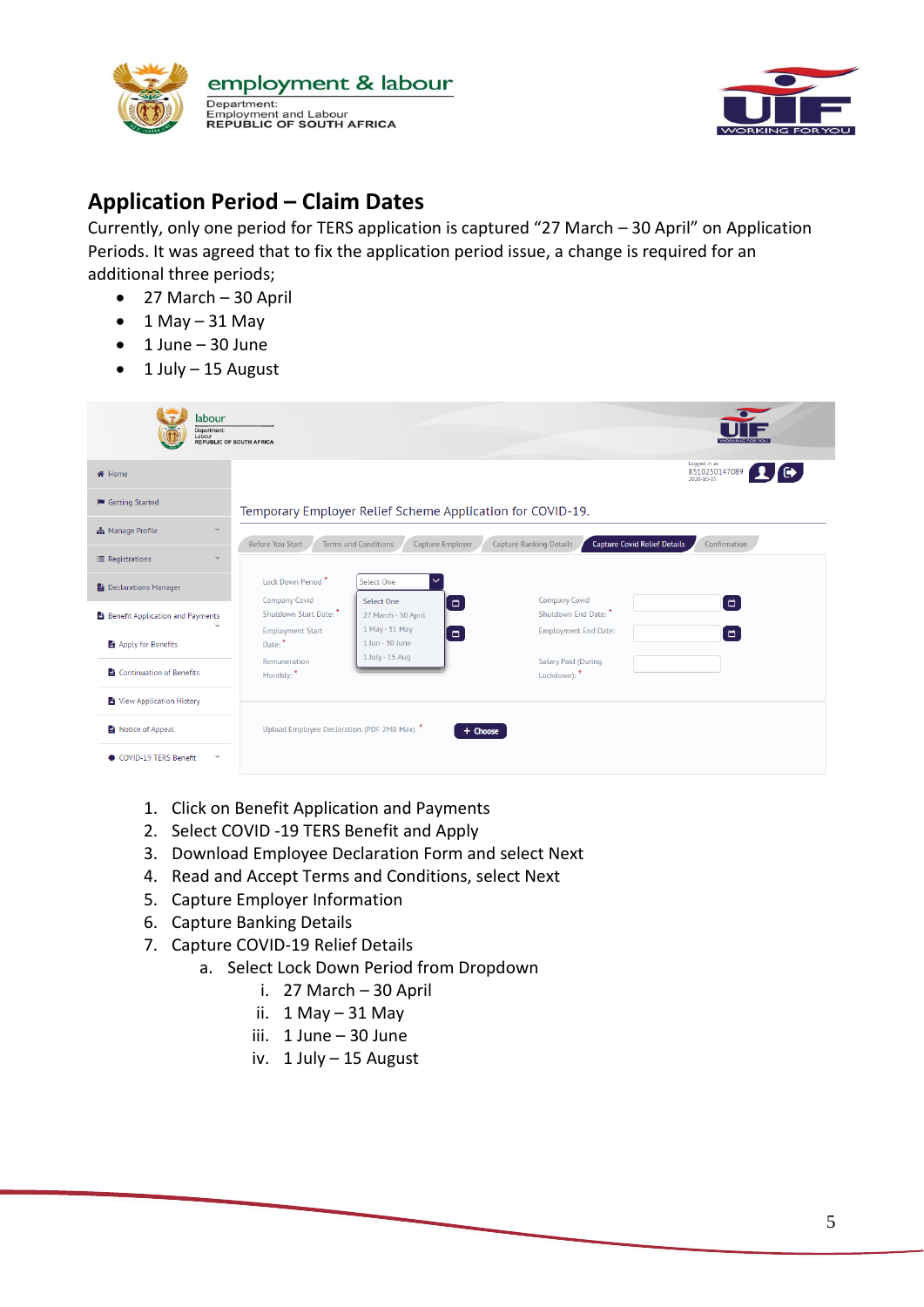## Application Period – Claim Dates

Currently, only one period for TERS application is captured "27 March – 30 April" on Application Periods. It was agreed that to fix the application period issue, a change is required for an additional three periods;

- 27 March – 30 April
- 1 May – 31 May
- 1 June – 30 June
- 1 July – 15 August

1. Click on Benefit Application and Payments
2. Select COVID -19 TERS Benefit and Apply
3. Download Employee Declaration Form and select Next
4. Read and Accept Terms and Conditions, select Next
5. Capture Employer Information
6. Capture Banking Details
7. Capture COVID-19 Relief Details
    a. Select Lock Down Period from Dropdown
        i. 27 March – 30 April
        ii. 1 May – 31 May
        iii. 1 June – 30 June
        iv. 1 July – 15 August